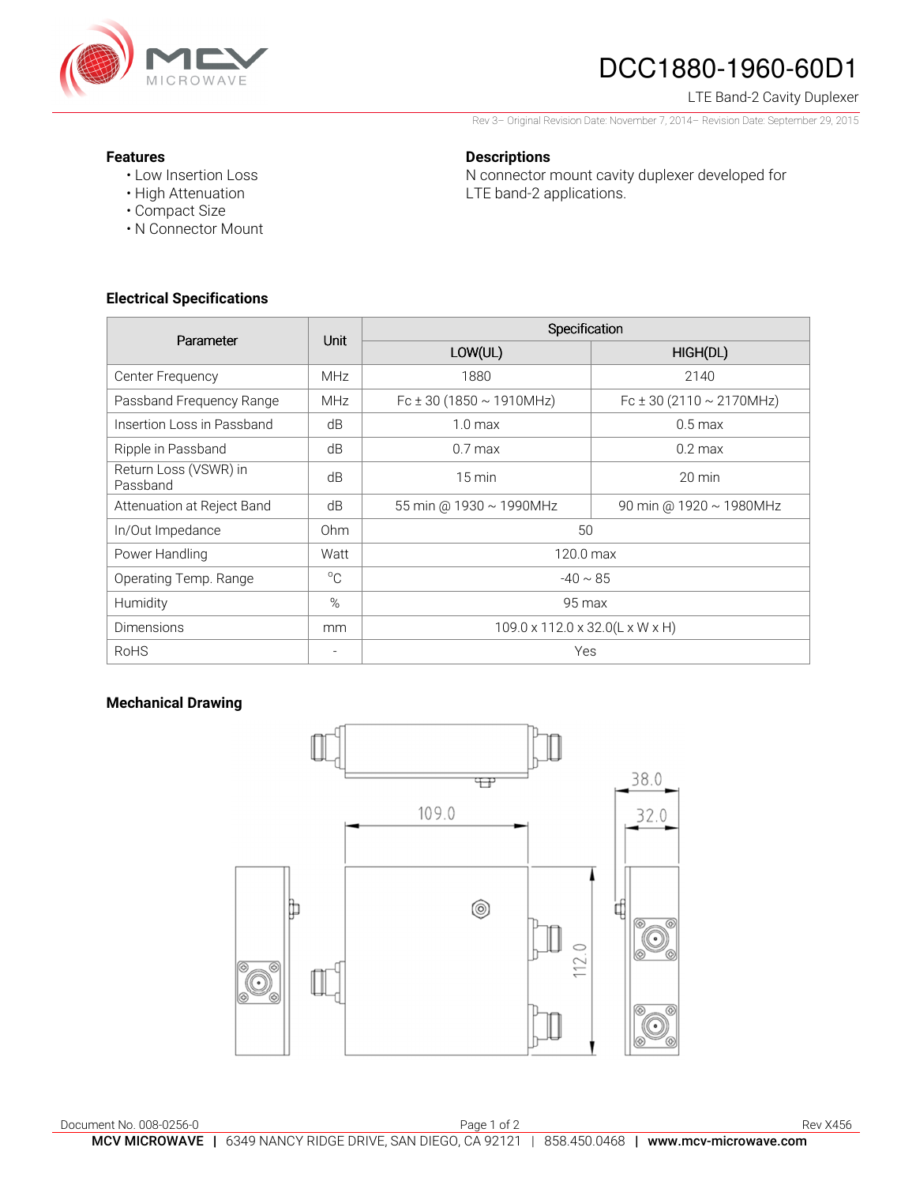# DCC1880-1960-60D1

LTE Band-2 Cavity Duplexer

Rev 3– Original Revision Date: November 7, 2014– Revision Date: September 29, 2015

**Features**

- Low Insertion Loss
- High Attenuation
- Compact Size
- N Connector Mount

**Descriptions**

N connector mount cavity duplexer developed for LTE band-2 applications.

## Electrical Specifications

| Parameter | Unit | Specification | |
|---|---|---|---|
| | | LOW(UL) | HIGH(DL) |
| Center Frequency | MHz | 1880 | 2140 |
| Passband Frequency Range | MHz | Fc ± 30 (1850 ~ 1910MHz) | Fc ± 30 (2110 ~ 2170MHz) |
| Insertion Loss in Passband | dB | 1.0 max | 0.5 max |
| Ripple in Passband | dB | 0.7 max | 0.2 max |
| Return Loss (VSWR) in Passband | dB | 15 min | 20 min |
| Attenuation at Reject Band | dB | 55 min @ 1930 ~ 1990MHz | 90 min @ 1920 ~ 1980MHz |
| In/Out Impedance | Ohm | 50 | |
| Power Handling | Watt | 120.0 max | |
| Operating Temp. Range | °C | -40 ~ 85 | |
| Humidity | % | 95 max | |
| Dimensions | mm | 109.0 x 112.0 x 32.0(L x W x H) | |
| RoHS | - | Yes | |

## Mechanical Drawing

109.0

38.0

32.0

112.0

Document No. 008-0256-0

Rev X456

**MCV MICROWAVE** | 6349 NANCY RIDGE DRIVE, SAN DIEGO, CA 92121 | 858.450.0468 | **www.mcv-microwave.com**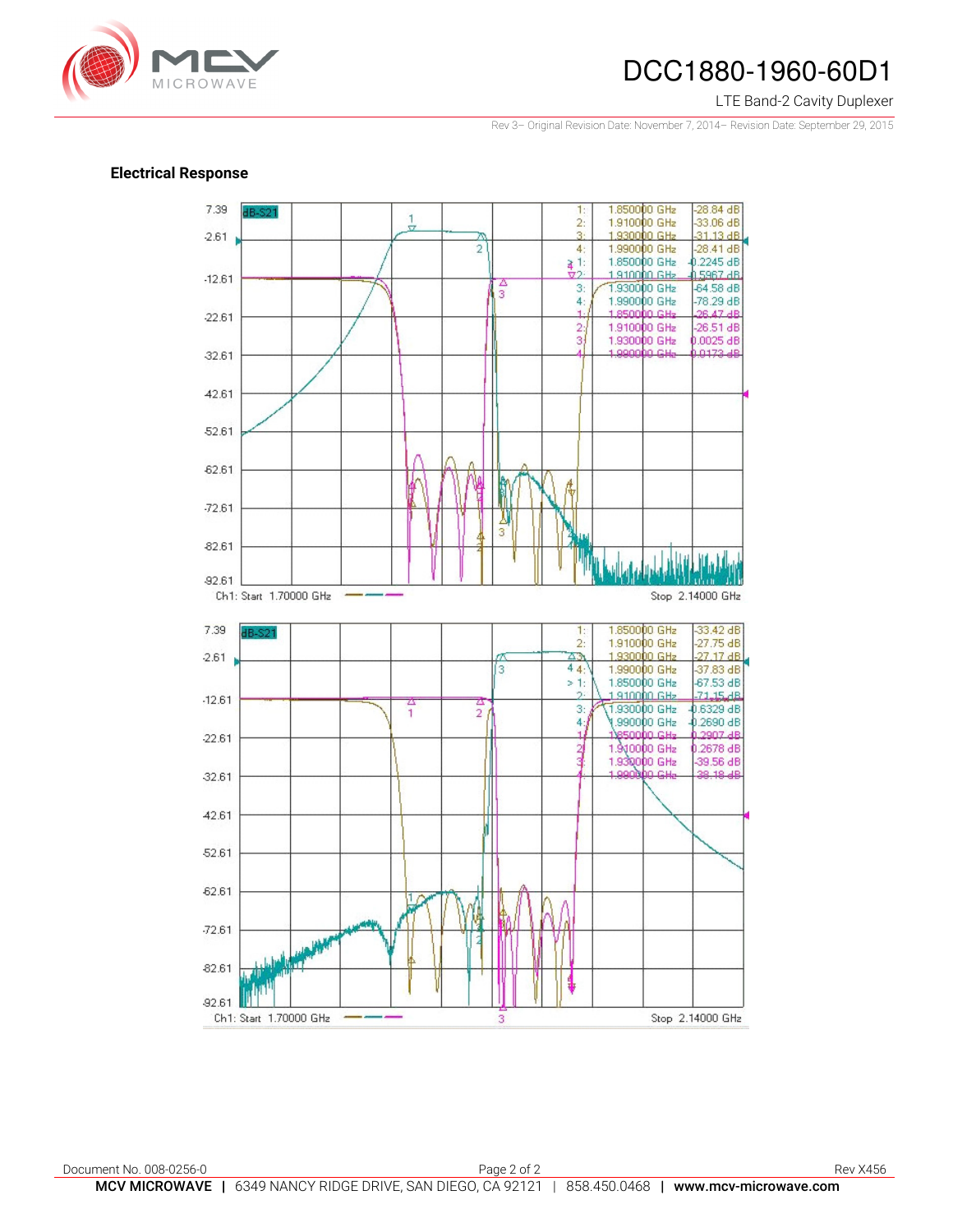## Electrical Response

dB-S21

7.39
-2.61
-12.61
-22.61
-32.61
-42.61
-52.61
-62.61
-72.61
-82.61
-92.61

1: 1.850000 GHz -28.84 dB
2: 1.910000 GHz -33.06 dB
3: 1.930000 GHz -31.13 dB
4: 1.990000 GHz -28.41 dB
1: 1.850000 GHz -0.2245 dB
2: 1.910000 GHz -0.5967 dB
3: 1.930000 GHz -64.58 dB
4: 1.990000 GHz -78.29 dB
1: 1.850000 GHz -26.47 dB
2: 1.910000 GHz -26.51 dB
3: 1.930000 GHz 0.0025 dB
4: 1.990000 GHz 0.0173 dB

Ch1: Start 1.70000 GHz
Stop 2.14000 GHz

dB-S21

7.39
-2.61
-12.61
-22.61
-32.61
-42.61
-52.61
-62.61
-72.61
-82.61
-92.61

1: 1.850000 GHz -33.42 dB
2: 1.910000 GHz -27.75 dB
3: 1.930000 GHz -27.17 dB
4: 1.990000 GHz -37.83 dB
1: 1.850000 GHz -67.53 dB
2: 1.910000 GHz -71.15 dB
3: 1.930000 GHz -0.6329 dB
4: 1.990000 GHz -0.2690 dB
1: 1.850000 GHz 0.2907 dB
2: 1.910000 GHz 0.2678 dB
3: 1.930000 GHz -39.56 dB
4: 1.990000 GHz -38.18 dB

Ch1: Start 1.70000 GHz
Stop 2.14000 GHz